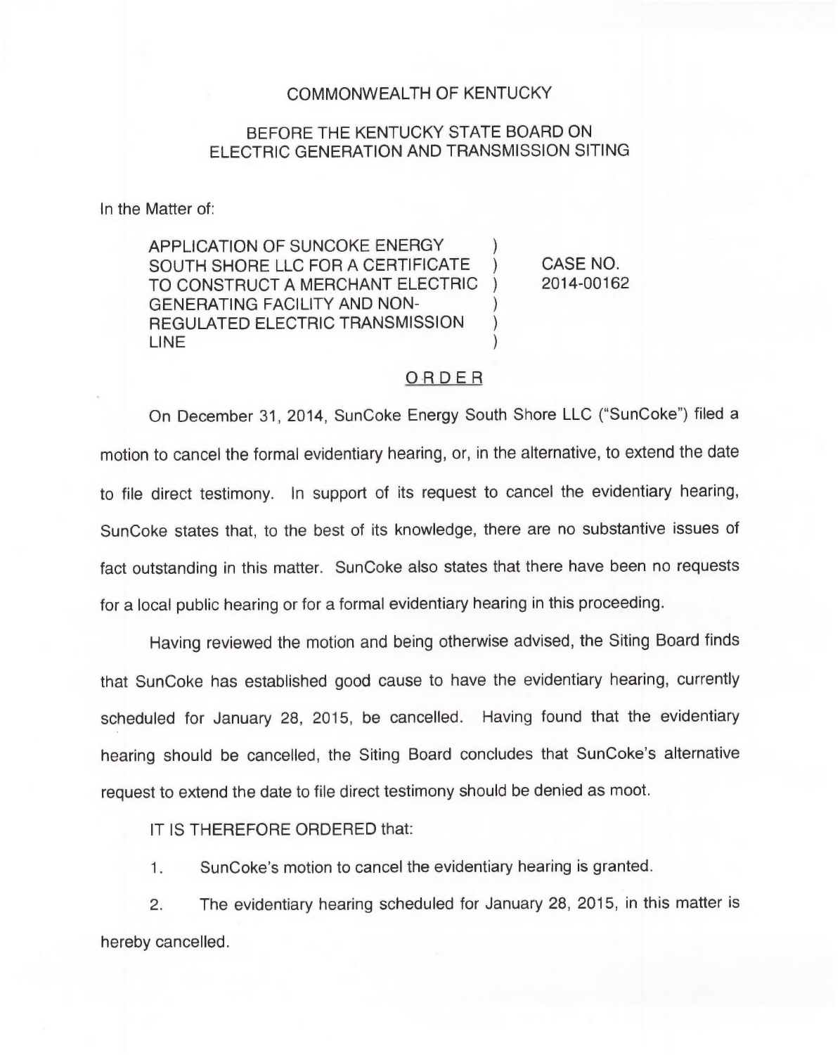COMMONWEALTH OF KENTUCKY

BEFORE THE KENTUCKY STATE BOARD ON
ELECTRIC GENERATION AND TRANSMISSION SITING

In the Matter of:

| | | |
|---|---|---|
| APPLICATION OF SUNCOKE ENERGY SOUTH SHORE LLC FOR A CERTIFICATE TO CONSTRUCT A MERCHANT ELECTRIC GENERATING FACILITY AND NON-REGULATED ELECTRIC TRANSMISSION LINE | ) | CASE NO. 2014-00162 |

## ORDER

On December 31, 2014, SunCoke Energy South Shore LLC ("SunCoke") filed a motion to cancel the formal evidentiary hearing, or, in the alternative, to extend the date to file direct testimony. In support of its request to cancel the evidentiary hearing, SunCoke states that, to the best of its knowledge, there are no substantive issues of fact outstanding in this matter. SunCoke also states that there have been no requests for a local public hearing or for a formal evidentiary hearing in this proceeding.

Having reviewed the motion and being otherwise advised, the Siting Board finds that SunCoke has established good cause to have the evidentiary hearing, currently scheduled for January 28, 2015, be cancelled. Having found that the evidentiary hearing should be cancelled, the Siting Board concludes that SunCoke's alternative request to extend the date to file direct testimony should be denied as moot.

IT IS THEREFORE ORDERED that:

1. SunCoke's motion to cancel the evidentiary hearing is granted.

2. The evidentiary hearing scheduled for January 28, 2015, in this matter is hereby cancelled.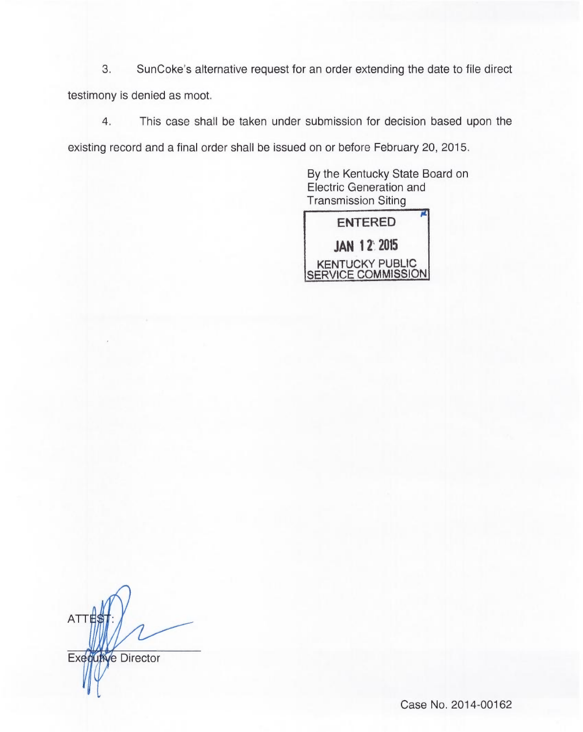3. SunCoke's alternative request for an order extending the date to file direct testimony is denied as moot.

4. This case shall be taken under submission for decision based upon the existing record and a final order shall be issued on or before February 20, 2015.

By the Kentucky State Board on Electric Generation and Transmission Siting

ENTERED

JAN 12 2015

KENTUCKY PUBLIC SERVICE COMMISSION

ATTEST:

Executive Director

Case No. 2014-00162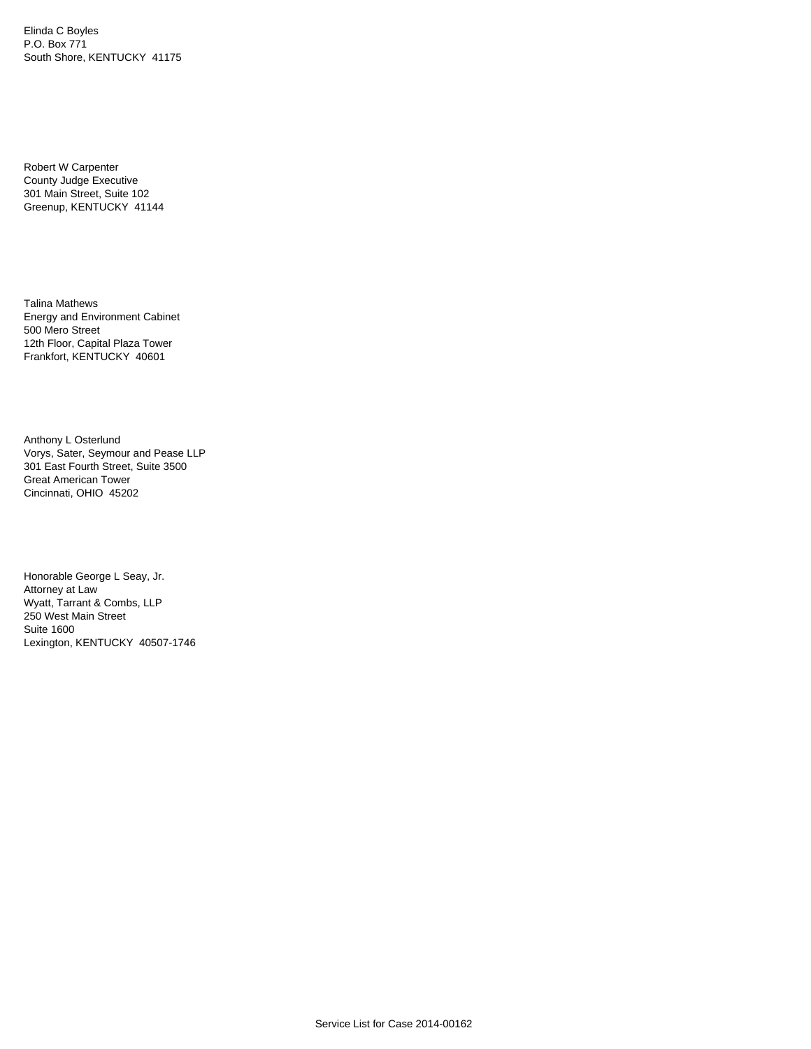Elinda C Boyles
P.O. Box 771
South Shore, KENTUCKY  41175

Robert W Carpenter
County Judge Executive
301 Main Street, Suite 102
Greenup, KENTUCKY  41144

Talina Mathews
Energy and Environment Cabinet
500 Mero Street
12th Floor, Capital Plaza Tower
Frankfort, KENTUCKY  40601

Anthony L Osterlund
Vorys, Sater, Seymour and Pease LLP
301 East Fourth Street, Suite 3500
Great American Tower
Cincinnati, OHIO  45202

Honorable George L Seay, Jr.
Attorney at Law
Wyatt, Tarrant & Combs, LLP
250 West Main Street
Suite 1600
Lexington, KENTUCKY  40507-1746

Service List for Case 2014-00162